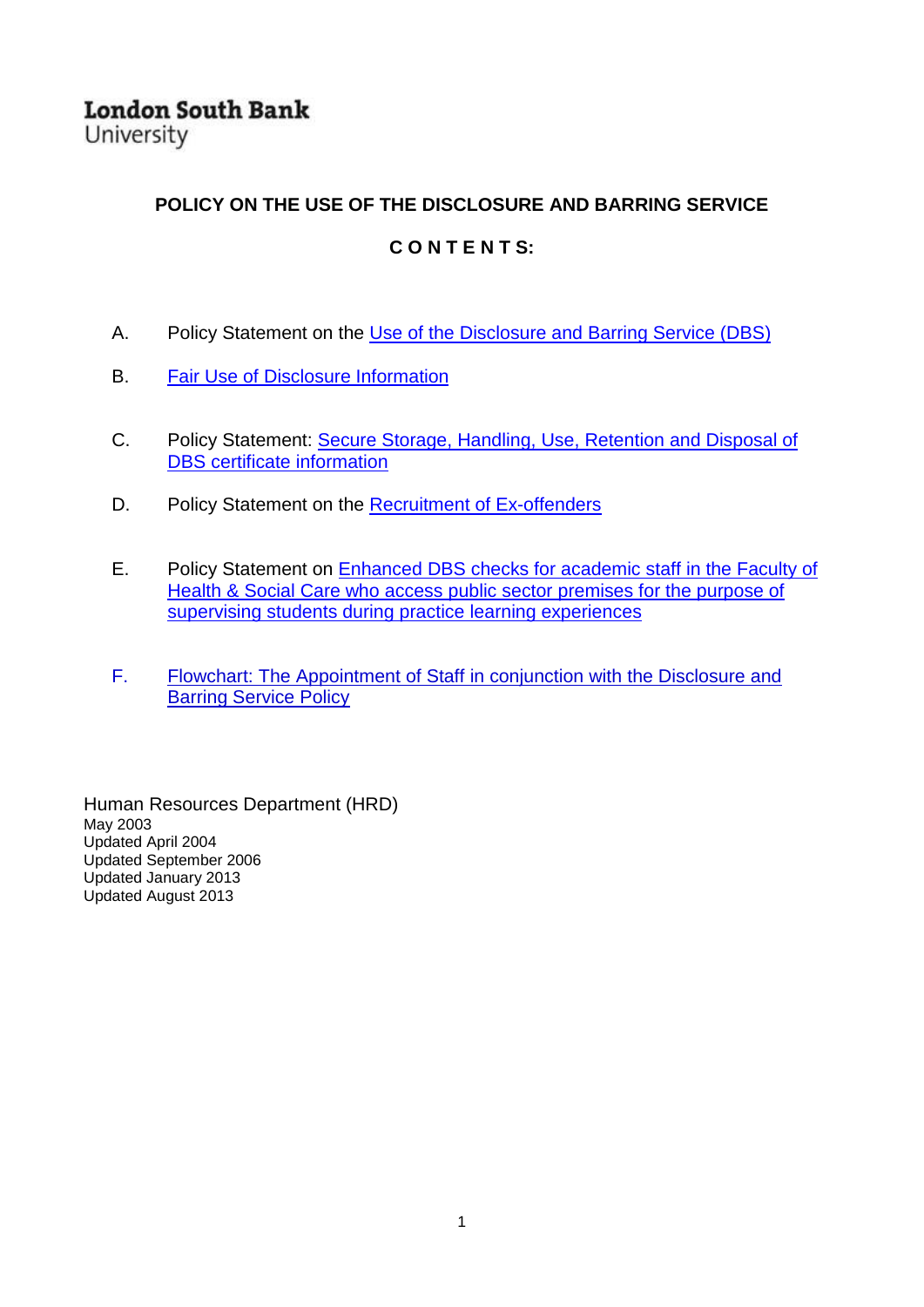London South Bank
University

# POLICY ON THE USE OF THE DISCLOSURE AND BARRING SERVICE

## C O N T E N T S:

A. Policy Statement on the Use of the Disclosure and Barring Service (DBS)

B. Fair Use of Disclosure Information

C. Policy Statement: Secure Storage, Handling, Use, Retention and Disposal of DBS certificate information

D. Policy Statement on the Recruitment of Ex-offenders

E. Policy Statement on Enhanced DBS checks for academic staff in the Faculty of Health & Social Care who access public sector premises for the purpose of supervising students during practice learning experiences

F. Flowchart: The Appointment of Staff in conjunction with the Disclosure and Barring Service Policy

Human Resources Department (HRD)
May 2003
Updated April 2004
Updated September 2006
Updated January 2013
Updated August 2013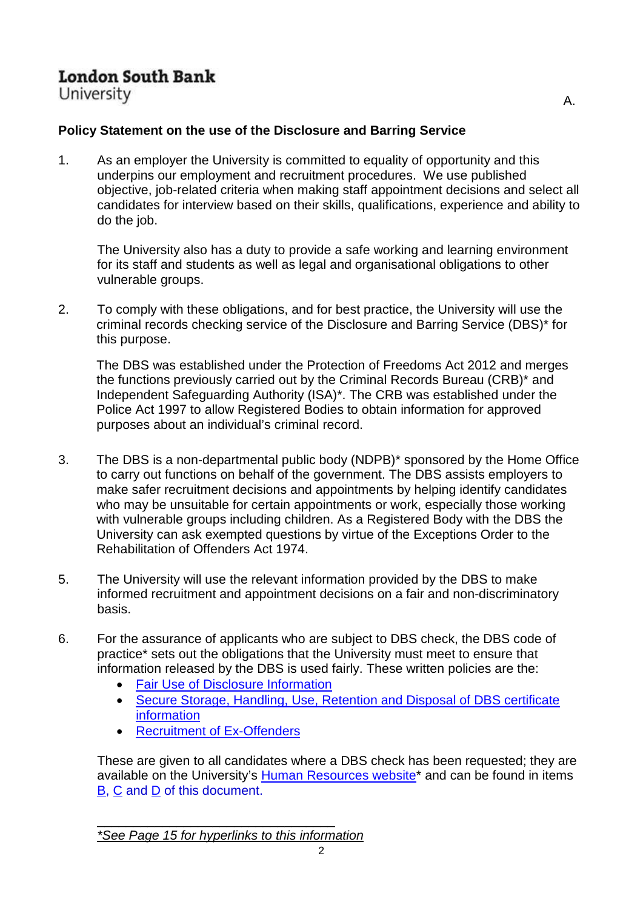**London South Bank**
University

A.

## Policy Statement on the use of the Disclosure and Barring Service

1. As an employer the University is committed to equality of opportunity and this underpins our employment and recruitment procedures. We use published objective, job-related criteria when making staff appointment decisions and select all candidates for interview based on their skills, qualifications, experience and ability to do the job.

   The University also has a duty to provide a safe working and learning environment for its staff and students as well as legal and organisational obligations to other vulnerable groups.

2. To comply with these obligations, and for best practice, the University will use the criminal records checking service of the Disclosure and Barring Service (DBS)* for this purpose.

   The DBS was established under the Protection of Freedoms Act 2012 and merges the functions previously carried out by the Criminal Records Bureau (CRB)* and Independent Safeguarding Authority (ISA)*. The CRB was established under the Police Act 1997 to allow Registered Bodies to obtain information for approved purposes about an individual's criminal record.

3. The DBS is a non-departmental public body (NDPB)* sponsored by the Home Office to carry out functions on behalf of the government. The DBS assists employers to make safer recruitment decisions and appointments by helping identify candidates who may be unsuitable for certain appointments or work, especially those working with vulnerable groups including children. As a Registered Body with the DBS the University can ask exempted questions by virtue of the Exceptions Order to the Rehabilitation of Offenders Act 1974.

5. The University will use the relevant information provided by the DBS to make informed recruitment and appointment decisions on a fair and non-discriminatory basis.

6. For the assurance of applicants who are subject to DBS check, the DBS code of practice* sets out the obligations that the University must meet to ensure that information released by the DBS is used fairly. These written policies are the:
   - Fair Use of Disclosure Information
   - Secure Storage, Handling, Use, Retention and Disposal of DBS certificate information
   - Recruitment of Ex-Offenders

   These are given to all candidates where a DBS check has been requested; they are available on the University's Human Resources website* and can be found in items B, C and D of this document.

*\*See Page 15 for hyperlinks to this information*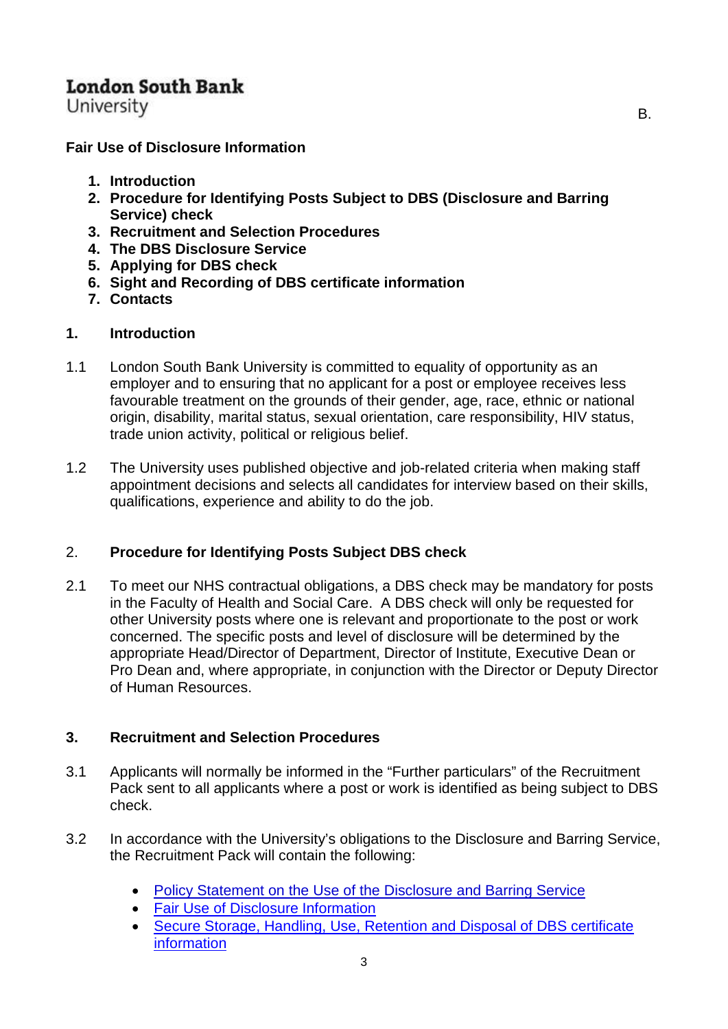London South Bank University

B.

## Fair Use of Disclosure Information

1. **Introduction**
2. **Procedure for Identifying Posts Subject to DBS (Disclosure and Barring Service) check**
3. **Recruitment and Selection Procedures**
4. **The DBS Disclosure Service**
5. **Applying for DBS check**
6. **Sight and Recording of DBS certificate information**
7. **Contacts**

### 1. Introduction

1.1 London South Bank University is committed to equality of opportunity as an employer and to ensuring that no applicant for a post or employee receives less favourable treatment on the grounds of their gender, age, race, ethnic or national origin, disability, marital status, sexual orientation, care responsibility, HIV status, trade union activity, political or religious belief.

1.2 The University uses published objective and job-related criteria when making staff appointment decisions and selects all candidates for interview based on their skills, qualifications, experience and ability to do the job.

### 2. Procedure for Identifying Posts Subject DBS check

2.1 To meet our NHS contractual obligations, a DBS check may be mandatory for posts in the Faculty of Health and Social Care. A DBS check will only be requested for other University posts where one is relevant and proportionate to the post or work concerned. The specific posts and level of disclosure will be determined by the appropriate Head/Director of Department, Director of Institute, Executive Dean or Pro Dean and, where appropriate, in conjunction with the Director or Deputy Director of Human Resources.

### 3. Recruitment and Selection Procedures

3.1 Applicants will normally be informed in the "Further particulars" of the Recruitment Pack sent to all applicants where a post or work is identified as being subject to DBS check.

3.2 In accordance with the University's obligations to the Disclosure and Barring Service, the Recruitment Pack will contain the following:

- Policy Statement on the Use of the Disclosure and Barring Service
- Fair Use of Disclosure Information
- Secure Storage, Handling, Use, Retention and Disposal of DBS certificate information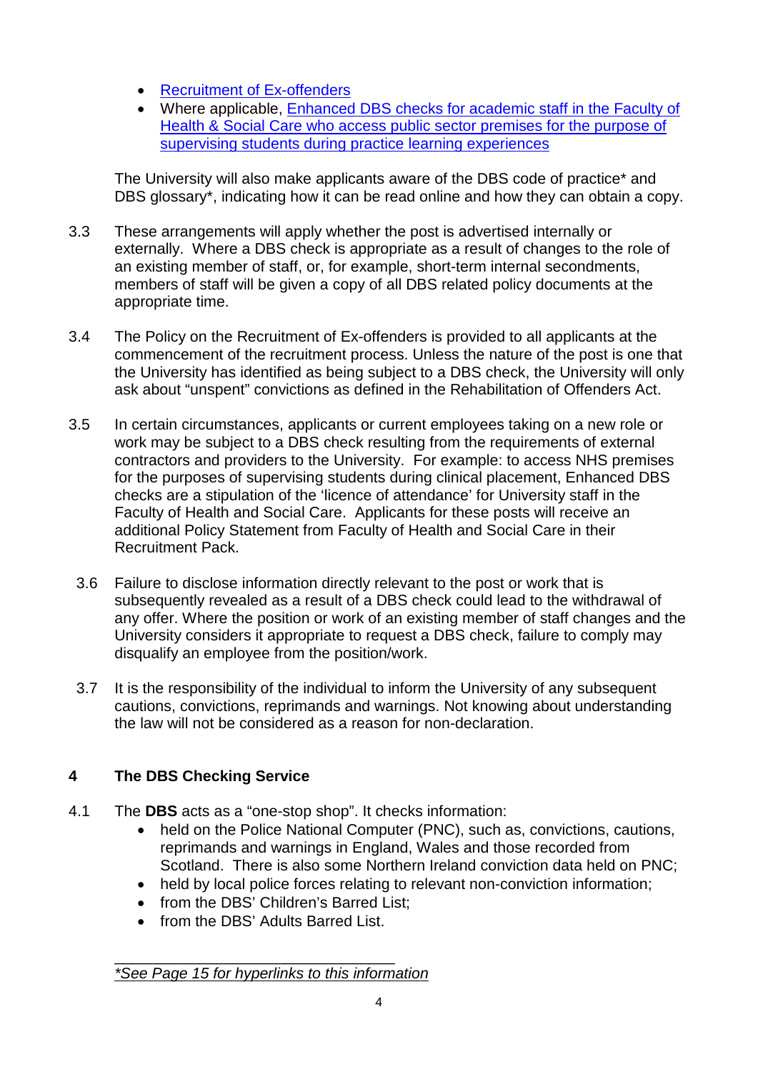- Recruitment of Ex-offenders
- Where applicable, Enhanced DBS checks for academic staff in the Faculty of Health & Social Care who access public sector premises for the purpose of supervising students during practice learning experiences

The University will also make applicants aware of the DBS code of practice* and DBS glossary*, indicating how it can be read online and how they can obtain a copy.

3.3 These arrangements will apply whether the post is advertised internally or externally. Where a DBS check is appropriate as a result of changes to the role of an existing member of staff, or, for example, short-term internal secondments, members of staff will be given a copy of all DBS related policy documents at the appropriate time.

3.4 The Policy on the Recruitment of Ex-offenders is provided to all applicants at the commencement of the recruitment process. Unless the nature of the post is one that the University has identified as being subject to a DBS check, the University will only ask about "unspent" convictions as defined in the Rehabilitation of Offenders Act.

3.5 In certain circumstances, applicants or current employees taking on a new role or work may be subject to a DBS check resulting from the requirements of external contractors and providers to the University. For example: to access NHS premises for the purposes of supervising students during clinical placement, Enhanced DBS checks are a stipulation of the 'licence of attendance' for University staff in the Faculty of Health and Social Care. Applicants for these posts will receive an additional Policy Statement from Faculty of Health and Social Care in their Recruitment Pack.

3.6 Failure to disclose information directly relevant to the post or work that is subsequently revealed as a result of a DBS check could lead to the withdrawal of any offer. Where the position or work of an existing member of staff changes and the University considers it appropriate to request a DBS check, failure to comply may disqualify an employee from the position/work.

3.7 It is the responsibility of the individual to inform the University of any subsequent cautions, convictions, reprimands and warnings. Not knowing about understanding the law will not be considered as a reason for non-declaration.

## 4 The DBS Checking Service

4.1 The **DBS** acts as a "one-stop shop". It checks information:

- held on the Police National Computer (PNC), such as, convictions, cautions, reprimands and warnings in England, Wales and those recorded from Scotland. There is also some Northern Ireland conviction data held on PNC;
- held by local police forces relating to relevant non-conviction information;
- from the DBS' Children's Barred List;
- from the DBS' Adults Barred List.

---

*\*See Page 15 for hyperlinks to this information*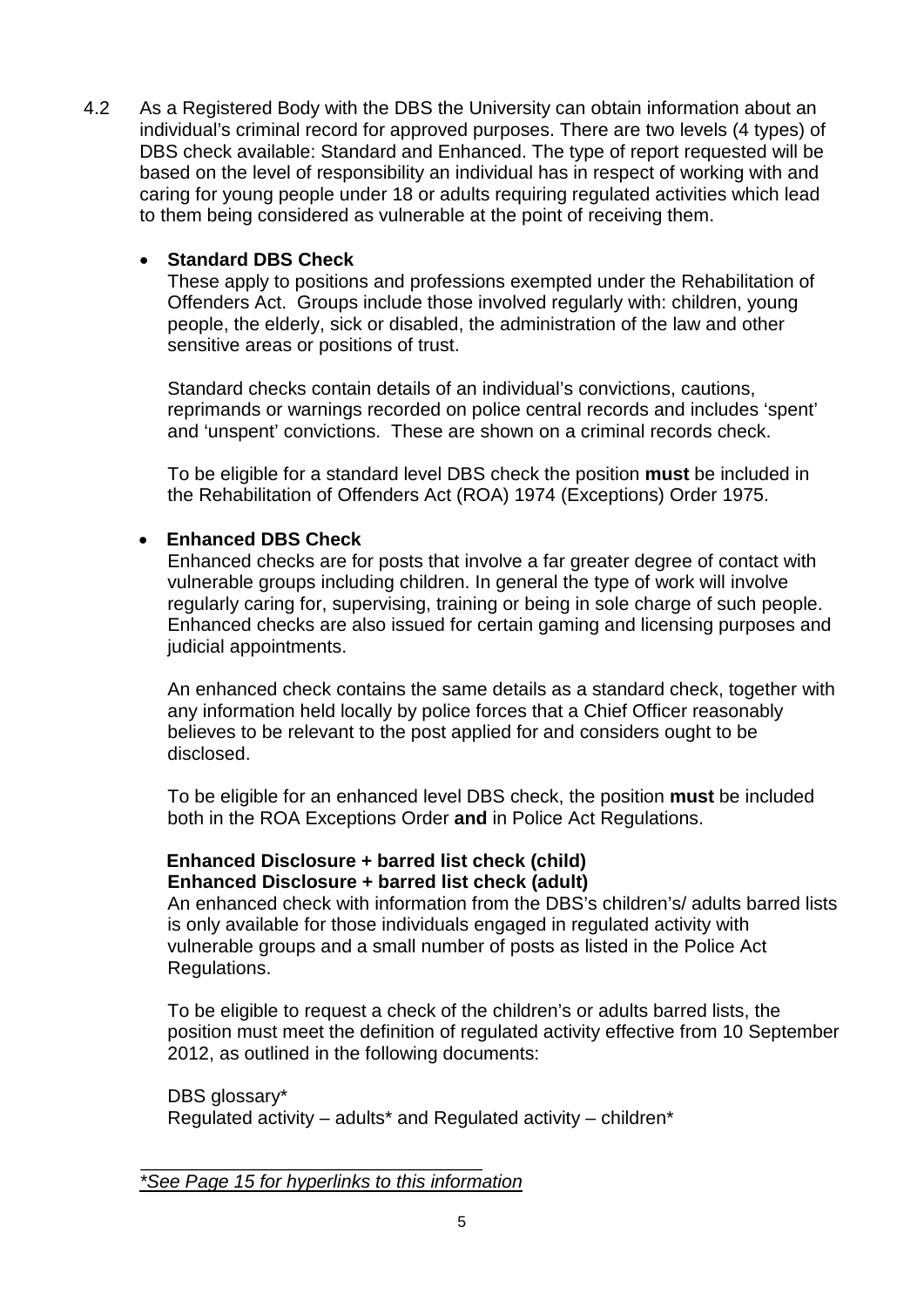4.2 As a Registered Body with the DBS the University can obtain information about an individual's criminal record for approved purposes. There are two levels (4 types) of DBS check available: Standard and Enhanced. The type of report requested will be based on the level of responsibility an individual has in respect of working with and caring for young people under 18 or adults requiring regulated activities which lead to them being considered as vulnerable at the point of receiving them.

- **Standard DBS Check**

  These apply to positions and professions exempted under the Rehabilitation of Offenders Act. Groups include those involved regularly with: children, young people, the elderly, sick or disabled, the administration of the law and other sensitive areas or positions of trust.

  Standard checks contain details of an individual's convictions, cautions, reprimands or warnings recorded on police central records and includes 'spent' and 'unspent' convictions. These are shown on a criminal records check.

  To be eligible for a standard level DBS check the position **must** be included in the Rehabilitation of Offenders Act (ROA) 1974 (Exceptions) Order 1975.

- **Enhanced DBS Check**

  Enhanced checks are for posts that involve a far greater degree of contact with vulnerable groups including children. In general the type of work will involve regularly caring for, supervising, training or being in sole charge of such people. Enhanced checks are also issued for certain gaming and licensing purposes and judicial appointments.

  An enhanced check contains the same details as a standard check, together with any information held locally by police forces that a Chief Officer reasonably believes to be relevant to the post applied for and considers ought to be disclosed.

  To be eligible for an enhanced level DBS check, the position **must** be included both in the ROA Exceptions Order **and** in Police Act Regulations.

  **Enhanced Disclosure + barred list check (child)**
  **Enhanced Disclosure + barred list check (adult)**

  An enhanced check with information from the DBS's children's/ adults barred lists is only available for those individuals engaged in regulated activity with vulnerable groups and a small number of posts as listed in the Police Act Regulations.

  To be eligible to request a check of the children's or adults barred lists, the position must meet the definition of regulated activity effective from 10 September 2012, as outlined in the following documents:

  DBS glossary*
  Regulated activity – adults* and Regulated activity – children*

---

*\*See Page 15 for hyperlinks to this information*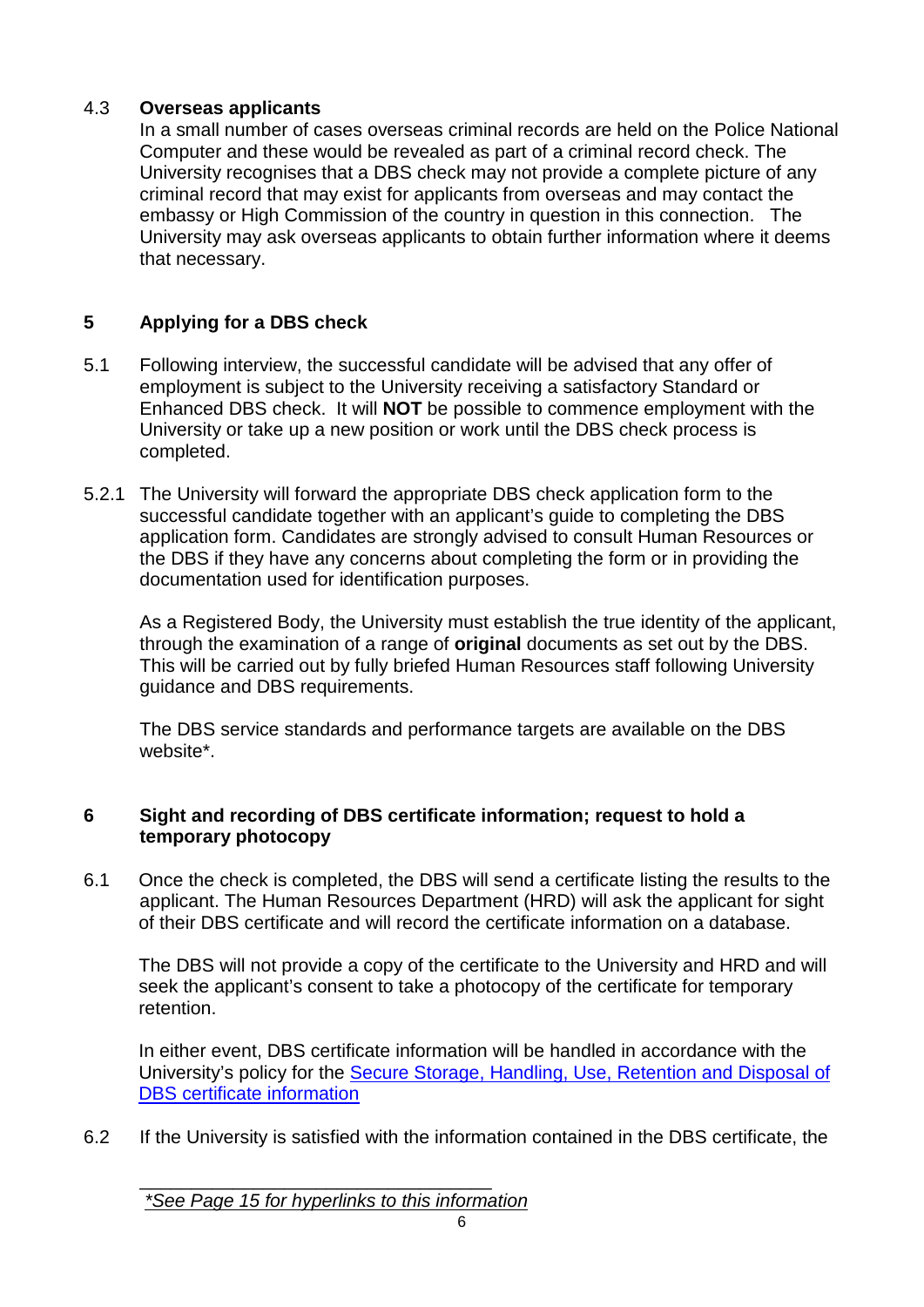### 4.3 Overseas applicants

In a small number of cases overseas criminal records are held on the Police National Computer and these would be revealed as part of a criminal record check. The University recognises that a DBS check may not provide a complete picture of any criminal record that may exist for applicants from overseas and may contact the embassy or High Commission of the country in question in this connection. The University may ask overseas applicants to obtain further information where it deems that necessary.

## 5 Applying for a DBS check

5.1 Following interview, the successful candidate will be advised that any offer of employment is subject to the University receiving a satisfactory Standard or Enhanced DBS check. It will **NOT** be possible to commence employment with the University or take up a new position or work until the DBS check process is completed.

5.2.1 The University will forward the appropriate DBS check application form to the successful candidate together with an applicant's guide to completing the DBS application form. Candidates are strongly advised to consult Human Resources or the DBS if they have any concerns about completing the form or in providing the documentation used for identification purposes.

As a Registered Body, the University must establish the true identity of the applicant, through the examination of a range of **original** documents as set out by the DBS. This will be carried out by fully briefed Human Resources staff following University guidance and DBS requirements.

The DBS service standards and performance targets are available on the DBS website*.

## 6 Sight and recording of DBS certificate information; request to hold a temporary photocopy

6.1 Once the check is completed, the DBS will send a certificate listing the results to the applicant. The Human Resources Department (HRD) will ask the applicant for sight of their DBS certificate and will record the certificate information on a database.

The DBS will not provide a copy of the certificate to the University and HRD and will seek the applicant's consent to take a photocopy of the certificate for temporary retention.

In either event, DBS certificate information will be handled in accordance with the University's policy for the [Secure Storage, Handling, Use, Retention and Disposal of DBS certificate information]

6.2 If the University is satisfied with the information contained in the DBS certificate, the

*See Page 15 for hyperlinks to this information*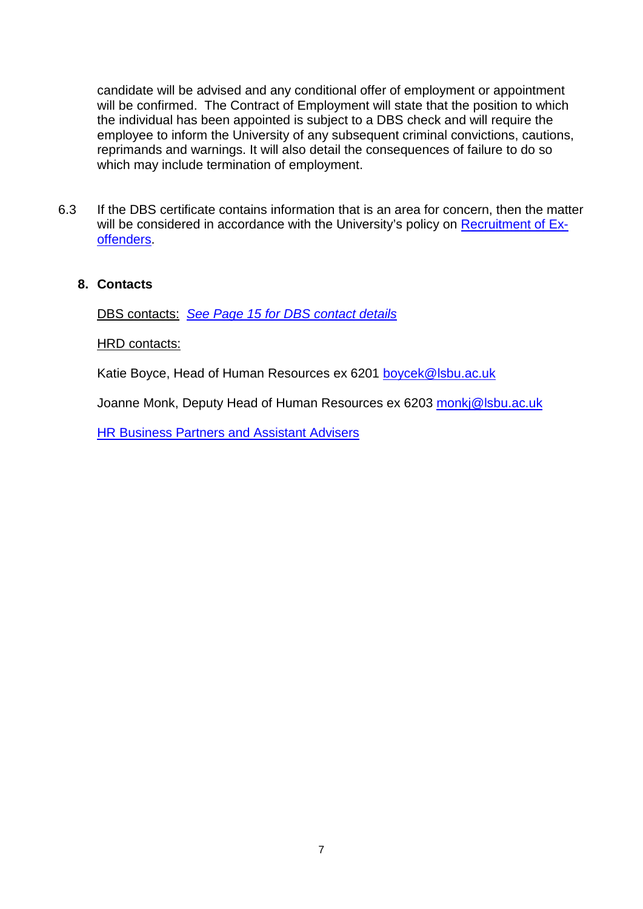candidate will be advised and any conditional offer of employment or appointment will be confirmed. The Contract of Employment will state that the position to which the individual has been appointed is subject to a DBS check and will require the employee to inform the University of any subsequent criminal convictions, cautions, reprimands and warnings. It will also detail the consequences of failure to do so which may include termination of employment.

6.3 If the DBS certificate contains information that is an area for concern, then the matter will be considered in accordance with the University's policy on Recruitment of Ex-offenders.

## 8. Contacts

DBS contacts: *See Page 15 for DBS contact details*

HRD contacts:

Katie Boyce, Head of Human Resources ex 6201 boycek@lsbu.ac.uk

Joanne Monk, Deputy Head of Human Resources ex 6203 monkj@lsbu.ac.uk

HR Business Partners and Assistant Advisers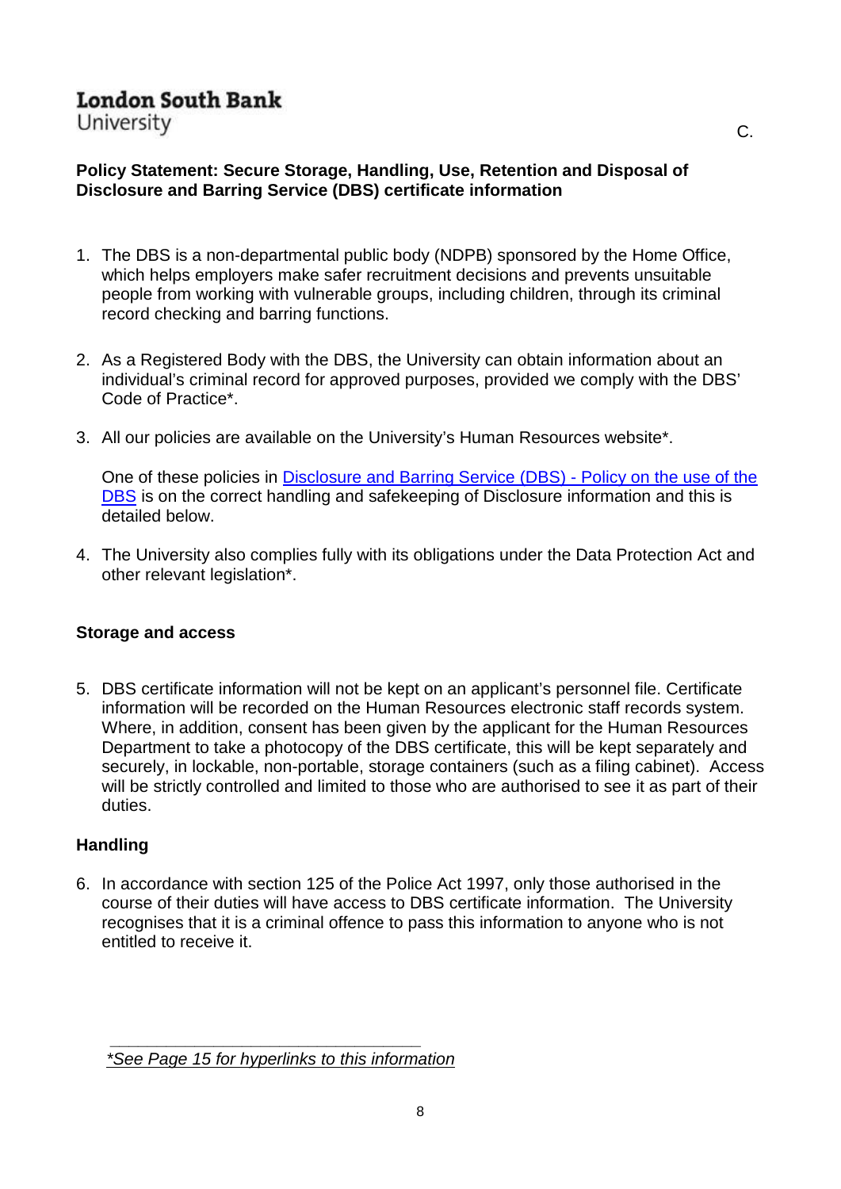**London South Bank**
University

C.

**Policy Statement: Secure Storage, Handling, Use, Retention and Disposal of Disclosure and Barring Service (DBS) certificate information**

1. The DBS is a non-departmental public body (NDPB) sponsored by the Home Office, which helps employers make safer recruitment decisions and prevents unsuitable people from working with vulnerable groups, including children, through its criminal record checking and barring functions.

2. As a Registered Body with the DBS, the University can obtain information about an individual's criminal record for approved purposes, provided we comply with the DBS' Code of Practice*.

3. All our policies are available on the University's Human Resources website*.

   One of these policies in Disclosure and Barring Service (DBS) - Policy on the use of the DBS is on the correct handling and safekeeping of Disclosure information and this is detailed below.

4. The University also complies fully with its obligations under the Data Protection Act and other relevant legislation*.

**Storage and access**

5. DBS certificate information will not be kept on an applicant's personnel file. Certificate information will be recorded on the Human Resources electronic staff records system. Where, in addition, consent has been given by the applicant for the Human Resources Department to take a photocopy of the DBS certificate, this will be kept separately and securely, in lockable, non-portable, storage containers (such as a filing cabinet). Access will be strictly controlled and limited to those who are authorised to see it as part of their duties.

**Handling**

6. In accordance with section 125 of the Police Act 1997, only those authorised in the course of their duties will have access to DBS certificate information. The University recognises that it is a criminal offence to pass this information to anyone who is not entitled to receive it.

---

*\*See Page 15 for hyperlinks to this information*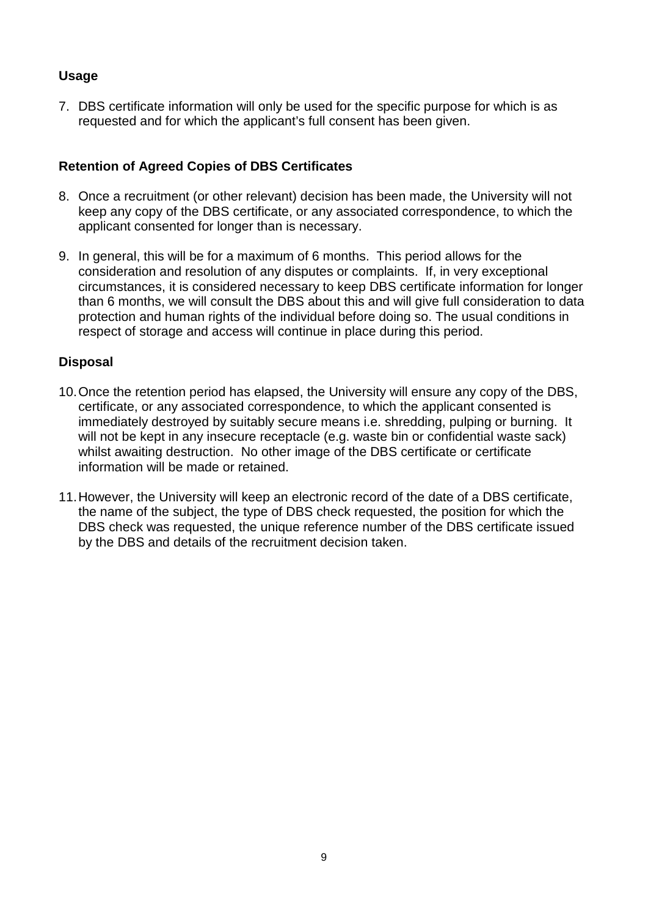**Usage**

7. DBS certificate information will only be used for the specific purpose for which is as requested and for which the applicant's full consent has been given.

**Retention of Agreed Copies of DBS Certificates**

8. Once a recruitment (or other relevant) decision has been made, the University will not keep any copy of the DBS certificate, or any associated correspondence, to which the applicant consented for longer than is necessary.

9. In general, this will be for a maximum of 6 months. This period allows for the consideration and resolution of any disputes or complaints. If, in very exceptional circumstances, it is considered necessary to keep DBS certificate information for longer than 6 months, we will consult the DBS about this and will give full consideration to data protection and human rights of the individual before doing so. The usual conditions in respect of storage and access will continue in place during this period.

**Disposal**

10. Once the retention period has elapsed, the University will ensure any copy of the DBS, certificate, or any associated correspondence, to which the applicant consented is immediately destroyed by suitably secure means i.e. shredding, pulping or burning. It will not be kept in any insecure receptacle (e.g. waste bin or confidential waste sack) whilst awaiting destruction. No other image of the DBS certificate or certificate information will be made or retained.

11. However, the University will keep an electronic record of the date of a DBS certificate, the name of the subject, the type of DBS check requested, the position for which the DBS check was requested, the unique reference number of the DBS certificate issued by the DBS and details of the recruitment decision taken.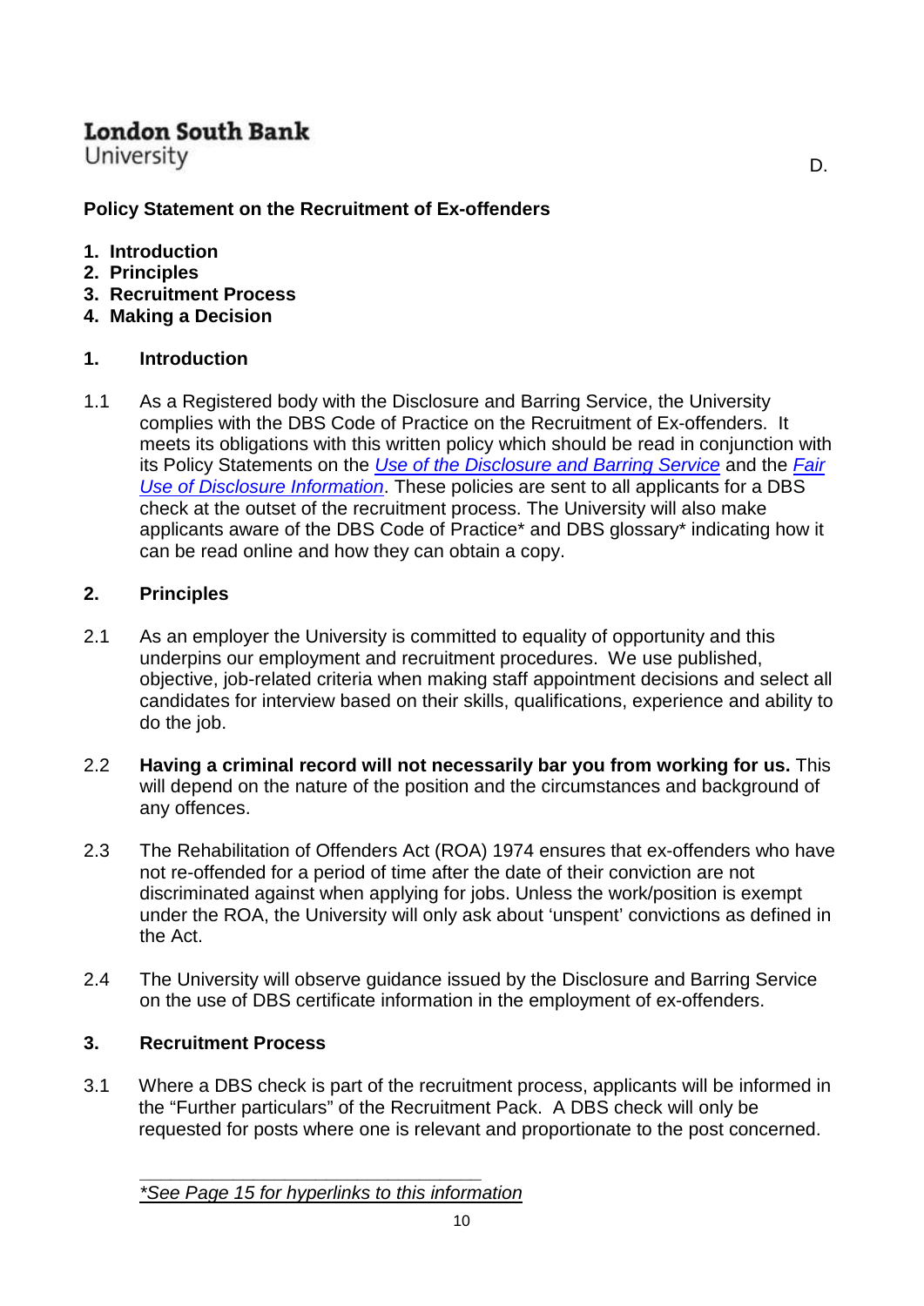London South Bank
University

D.

**Policy Statement on the Recruitment of Ex-offenders**

1. **Introduction**
2. **Principles**
3. **Recruitment Process**
4. **Making a Decision**

## 1. Introduction

1.1 As a Registered body with the Disclosure and Barring Service, the University complies with the DBS Code of Practice on the Recruitment of Ex-offenders. It meets its obligations with this written policy which should be read in conjunction with its Policy Statements on the *Use of the Disclosure and Barring Service* and the *Fair Use of Disclosure Information*. These policies are sent to all applicants for a DBS check at the outset of the recruitment process. The University will also make applicants aware of the DBS Code of Practice* and DBS glossary* indicating how it can be read online and how they can obtain a copy.

## 2. Principles

2.1 As an employer the University is committed to equality of opportunity and this underpins our employment and recruitment procedures. We use published, objective, job-related criteria when making staff appointment decisions and select all candidates for interview based on their skills, qualifications, experience and ability to do the job.

2.2 **Having a criminal record will not necessarily bar you from working for us.** This will depend on the nature of the position and the circumstances and background of any offences.

2.3 The Rehabilitation of Offenders Act (ROA) 1974 ensures that ex-offenders who have not re-offended for a period of time after the date of their conviction are not discriminated against when applying for jobs. Unless the work/position is exempt under the ROA, the University will only ask about 'unspent' convictions as defined in the Act.

2.4 The University will observe guidance issued by the Disclosure and Barring Service on the use of DBS certificate information in the employment of ex-offenders.

## 3. Recruitment Process

3.1 Where a DBS check is part of the recruitment process, applicants will be informed in the "Further particulars" of the Recruitment Pack. A DBS check will only be requested for posts where one is relevant and proportionate to the post concerned.

---

*\*See Page 15 for hyperlinks to this information*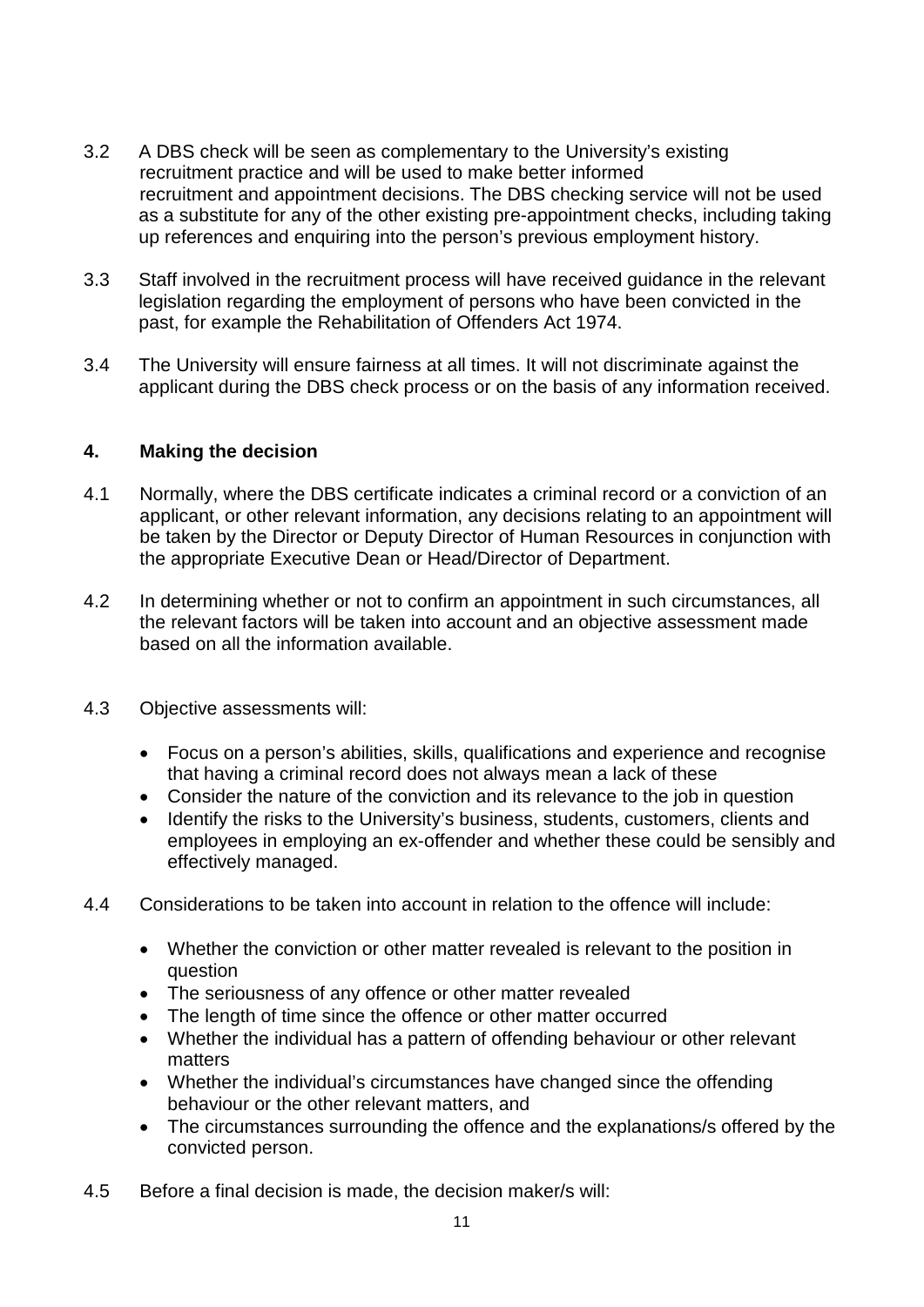3.2 A DBS check will be seen as complementary to the University's existing recruitment practice and will be used to make better informed recruitment and appointment decisions. The DBS checking service will not be used as a substitute for any of the other existing pre-appointment checks, including taking up references and enquiring into the person's previous employment history.

3.3 Staff involved in the recruitment process will have received guidance in the relevant legislation regarding the employment of persons who have been convicted in the past, for example the Rehabilitation of Offenders Act 1974.

3.4 The University will ensure fairness at all times. It will not discriminate against the applicant during the DBS check process or on the basis of any information received.

## 4. Making the decision

4.1 Normally, where the DBS certificate indicates a criminal record or a conviction of an applicant, or other relevant information, any decisions relating to an appointment will be taken by the Director or Deputy Director of Human Resources in conjunction with the appropriate Executive Dean or Head/Director of Department.

4.2 In determining whether or not to confirm an appointment in such circumstances, all the relevant factors will be taken into account and an objective assessment made based on all the information available.

4.3 Objective assessments will:

- Focus on a person's abilities, skills, qualifications and experience and recognise that having a criminal record does not always mean a lack of these
- Consider the nature of the conviction and its relevance to the job in question
- Identify the risks to the University's business, students, customers, clients and employees in employing an ex-offender and whether these could be sensibly and effectively managed.

4.4 Considerations to be taken into account in relation to the offence will include:

- Whether the conviction or other matter revealed is relevant to the position in question
- The seriousness of any offence or other matter revealed
- The length of time since the offence or other matter occurred
- Whether the individual has a pattern of offending behaviour or other relevant matters
- Whether the individual's circumstances have changed since the offending behaviour or the other relevant matters, and
- The circumstances surrounding the offence and the explanations/s offered by the convicted person.

4.5 Before a final decision is made, the decision maker/s will: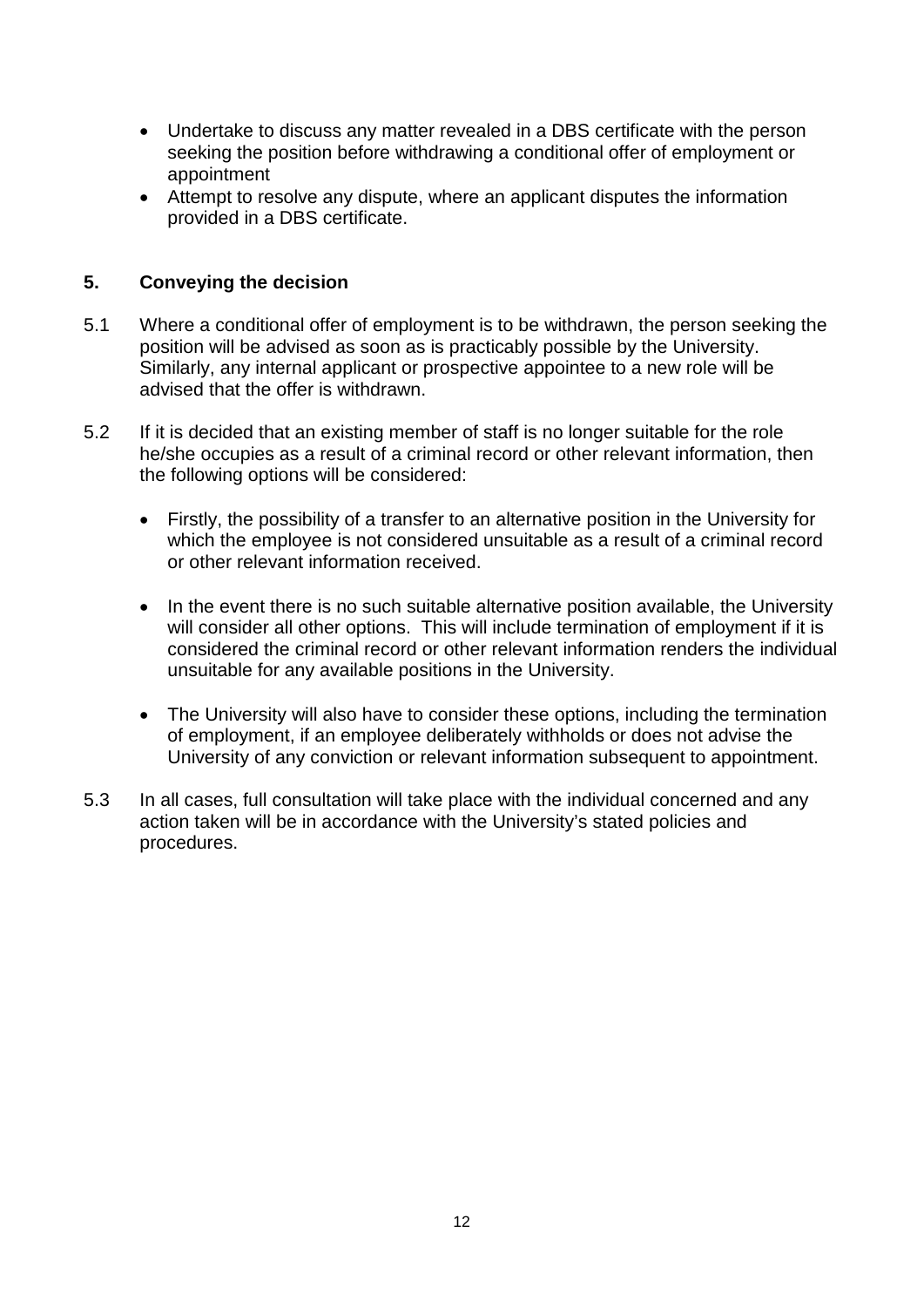- Undertake to discuss any matter revealed in a DBS certificate with the person seeking the position before withdrawing a conditional offer of employment or appointment
- Attempt to resolve any dispute, where an applicant disputes the information provided in a DBS certificate.

## 5. Conveying the decision

5.1 Where a conditional offer of employment is to be withdrawn, the person seeking the position will be advised as soon as is practicably possible by the University. Similarly, any internal applicant or prospective appointee to a new role will be advised that the offer is withdrawn.

5.2 If it is decided that an existing member of staff is no longer suitable for the role he/she occupies as a result of a criminal record or other relevant information, then the following options will be considered:

- Firstly, the possibility of a transfer to an alternative position in the University for which the employee is not considered unsuitable as a result of a criminal record or other relevant information received.

- In the event there is no such suitable alternative position available, the University will consider all other options. This will include termination of employment if it is considered the criminal record or other relevant information renders the individual unsuitable for any available positions in the University.

- The University will also have to consider these options, including the termination of employment, if an employee deliberately withholds or does not advise the University of any conviction or relevant information subsequent to appointment.

5.3 In all cases, full consultation will take place with the individual concerned and any action taken will be in accordance with the University's stated policies and procedures.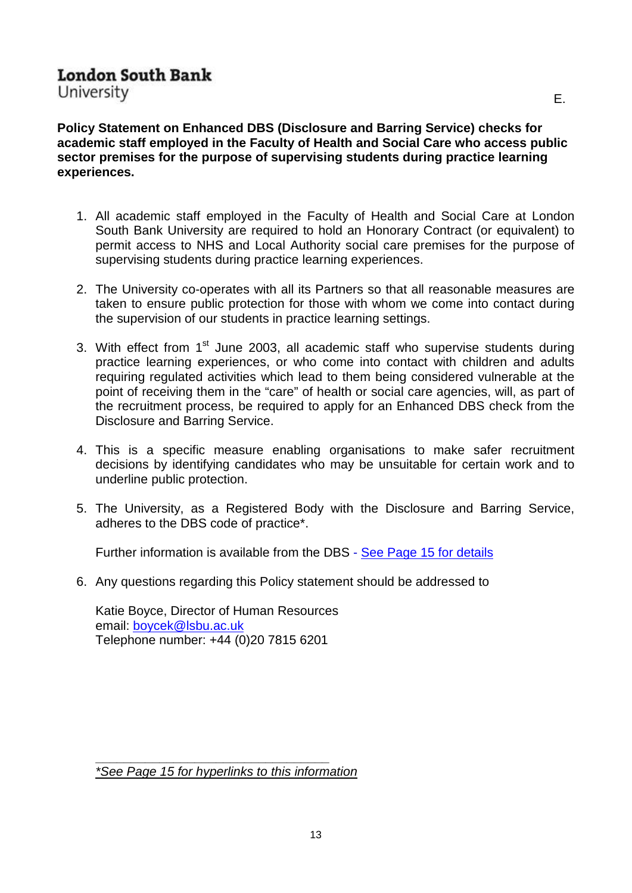**London South Bank**
University

E.

**Policy Statement on Enhanced DBS (Disclosure and Barring Service) checks for academic staff employed in the Faculty of Health and Social Care who access public sector premises for the purpose of supervising students during practice learning experiences.**

1. All academic staff employed in the Faculty of Health and Social Care at London South Bank University are required to hold an Honorary Contract (or equivalent) to permit access to NHS and Local Authority social care premises for the purpose of supervising students during practice learning experiences.

2. The University co-operates with all its Partners so that all reasonable measures are taken to ensure public protection for those with whom we come into contact during the supervision of our students in practice learning settings.

3. With effect from 1st June 2003, all academic staff who supervise students during practice learning experiences, or who come into contact with children and adults requiring regulated activities which lead to them being considered vulnerable at the point of receiving them in the "care" of health or social care agencies, will, as part of the recruitment process, be required to apply for an Enhanced DBS check from the Disclosure and Barring Service.

4. This is a specific measure enabling organisations to make safer recruitment decisions by identifying candidates who may be unsuitable for certain work and to underline public protection.

5. The University, as a Registered Body with the Disclosure and Barring Service, adheres to the DBS code of practice*.

   Further information is available from the DBS - See Page 15 for details

6. Any questions regarding this Policy statement should be addressed to

   Katie Boyce, Director of Human Resources
   email: boycek@lsbu.ac.uk
   Telephone number: +44 (0)20 7815 6201

---

*\*See Page 15 for hyperlinks to this information*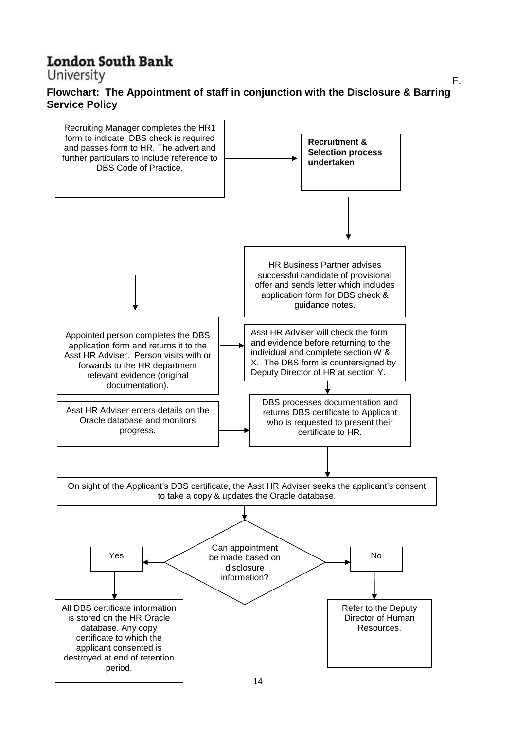**London South Bank**
University

F.

## Flowchart: The Appointment of staff in conjunction with the Disclosure & Barring Service Policy

Recruiting Manager completes the HR1 form to indicate DBS check is required and passes form to HR. The advert and further particulars to include reference to DBS Code of Practice.

→ **Recruitment & Selection process undertaken**

↓

HR Business Partner advises successful candidate of provisional offer and sends letter which includes application form for DBS check & guidance notes.

↓

Appointed person completes the DBS application form and returns it to the Asst HR Adviser. Person visits with or forwards to the HR department relevant evidence (original documentation).

→ Asst HR Adviser will check the form and evidence before returning to the individual and complete section W & X. The DBS form is countersigned by Deputy Director of HR at section Y.

↓

DBS processes documentation and returns DBS certificate to Applicant who is requested to present their certificate to HR.

Asst HR Adviser enters details on the Oracle database and monitors progress. → (DBS processes documentation)

↓

On sight of the Applicant's DBS certificate, the Asst HR Adviser seeks the applicant's consent to take a copy & updates the Oracle database.

↓

Can appointment be made based on disclosure information?

- **Yes** → All DBS certificate information is stored on the HR Oracle database. Any copy certificate to which the applicant consented is destroyed at end of retention period.
- **No** → Refer to the Deputy Director of Human Resources.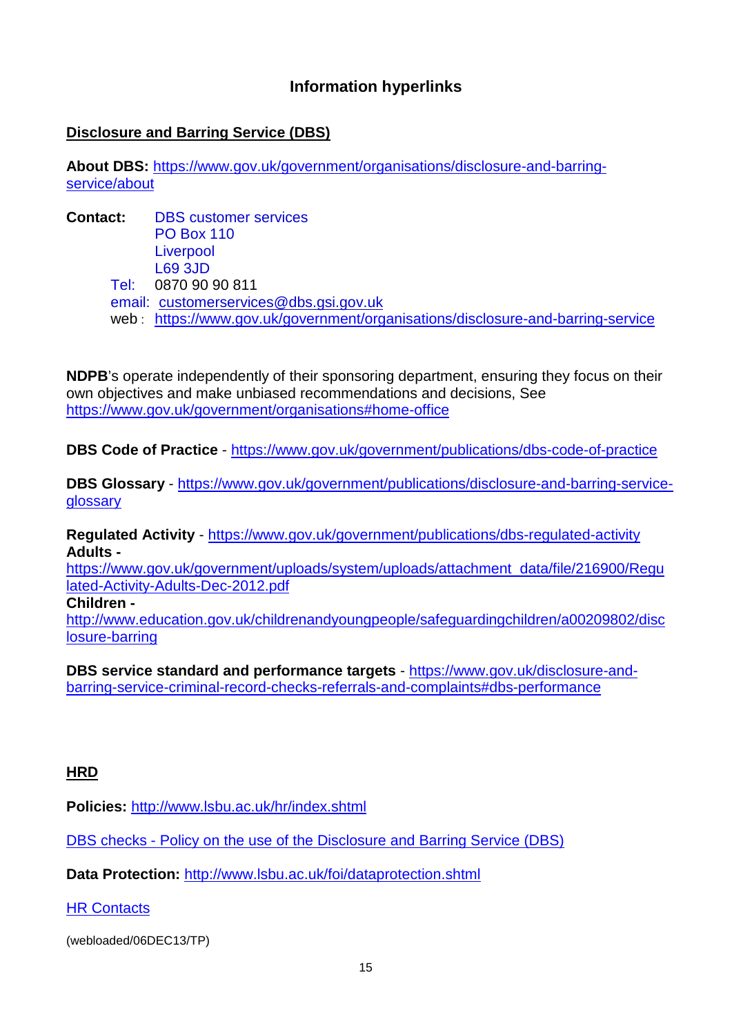## Information hyperlinks

### Disclosure and Barring Service (DBS)

**About DBS:** https://www.gov.uk/government/organisations/disclosure-and-barring-service/about

**Contact:** DBS customer services
PO Box 110
Liverpool
L69 3JD
Tel: 0870 90 90 811
email: customerservices@dbs.gsi.gov.uk
web : https://www.gov.uk/government/organisations/disclosure-and-barring-service

**NDPB**'s operate independently of their sponsoring department, ensuring they focus on their own objectives and make unbiased recommendations and decisions, See https://www.gov.uk/government/organisations#home-office

**DBS Code of Practice** - https://www.gov.uk/government/publications/dbs-code-of-practice

**DBS Glossary** - https://www.gov.uk/government/publications/disclosure-and-barring-service-glossary

**Regulated Activity** - https://www.gov.uk/government/publications/dbs-regulated-activity
**Adults -**
https://www.gov.uk/government/uploads/system/uploads/attachment_data/file/216900/Regulated-Activity-Adults-Dec-2012.pdf
**Children -**
http://www.education.gov.uk/childrenandyoungpeople/safeguardingchildren/a00209802/disclosure-barring

**DBS service standard and performance targets** - https://www.gov.uk/disclosure-and-barring-service-criminal-record-checks-referrals-and-complaints#dbs-performance

### HRD

**Policies:** http://www.lsbu.ac.uk/hr/index.shtml

DBS checks - Policy on the use of the Disclosure and Barring Service (DBS)

**Data Protection:** http://www.lsbu.ac.uk/foi/dataprotection.shtml

HR Contacts

(webloaded/06DEC13/TP)